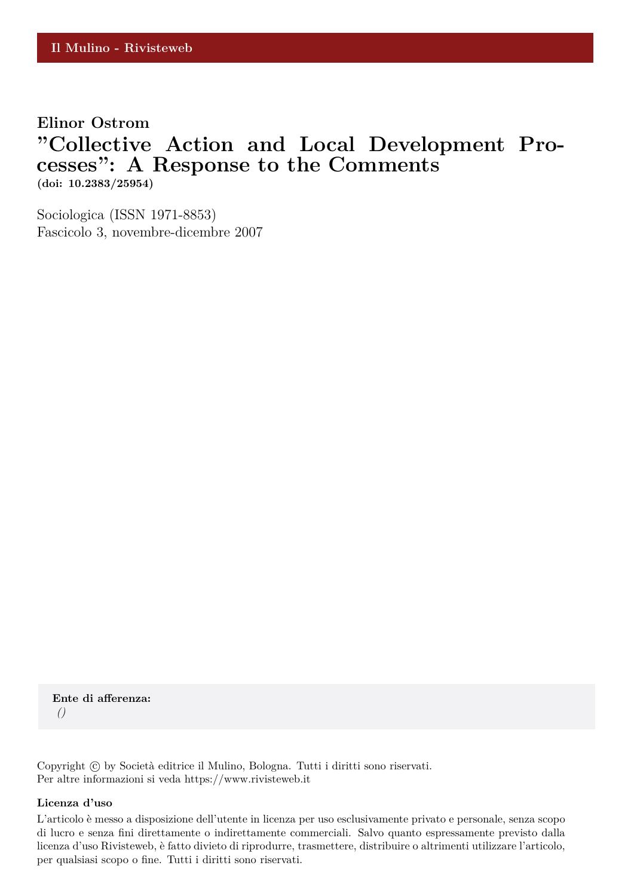Il Mulino - Rivisteweb

**Elinor Ostrom**

# "Collective Action and Local Development Processes": A Response to the Comments

**(doi: 10.2383/25954)**

Sociologica (ISSN 1971-8853)
Fascicolo 3, novembre-dicembre 2007

**Ente di afferenza:**
*()*

Copyright © by Società editrice il Mulino, Bologna. Tutti i diritti sono riservati.
Per altre informazioni si veda https://www.rivisteweb.it

**Licenza d'uso**

L'articolo è messo a disposizione dell'utente in licenza per uso esclusivamente privato e personale, senza scopo di lucro e senza fini direttamente o indirettamente commerciali. Salvo quanto espressamente previsto dalla licenza d'uso Rivisteweb, è fatto divieto di riprodurre, trasmettere, distribuire o altrimenti utilizzare l'articolo, per qualsiasi scopo o fine. Tutti i diritti sono riservati.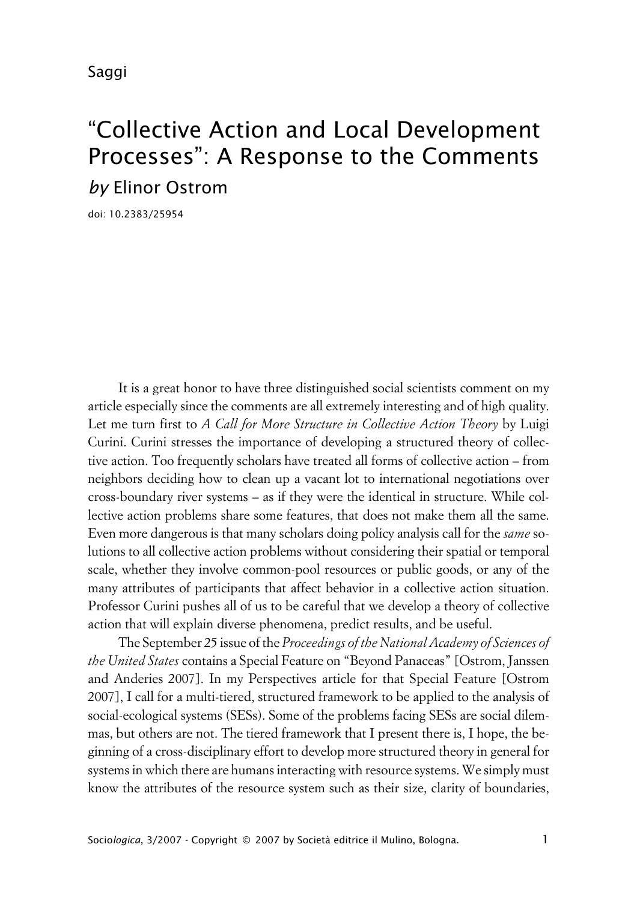Saggi

# "Collective Action and Local Development Processes": A Response to the Comments

*by* Elinor Ostrom

doi: 10.2383/25954

It is a great honor to have three distinguished social scientists comment on my article especially since the comments are all extremely interesting and of high quality. Let me turn first to *A Call for More Structure in Collective Action Theory* by Luigi Curini. Curini stresses the importance of developing a structured theory of collective action. Too frequently scholars have treated all forms of collective action – from neighbors deciding how to clean up a vacant lot to international negotiations over cross-boundary river systems – as if they were the identical in structure. While collective action problems share some features, that does not make them all the same. Even more dangerous is that many scholars doing policy analysis call for the *same* solutions to all collective action problems without considering their spatial or temporal scale, whether they involve common-pool resources or public goods, or any of the many attributes of participants that affect behavior in a collective action situation. Professor Curini pushes all of us to be careful that we develop a theory of collective action that will explain diverse phenomena, predict results, and be useful.

The September 25 issue of the *Proceedings of the National Academy of Sciences of the United States* contains a Special Feature on "Beyond Panaceas" [Ostrom, Janssen and Anderies 2007]. In my Perspectives article for that Special Feature [Ostrom 2007], I call for a multi-tiered, structured framework to be applied to the analysis of social-ecological systems (SESs). Some of the problems facing SESs are social dilemmas, but others are not. The tiered framework that I present there is, I hope, the beginning of a cross-disciplinary effort to develop more structured theory in general for systems in which there are humans interacting with resource systems. We simply must know the attributes of the resource system such as their size, clarity of boundaries,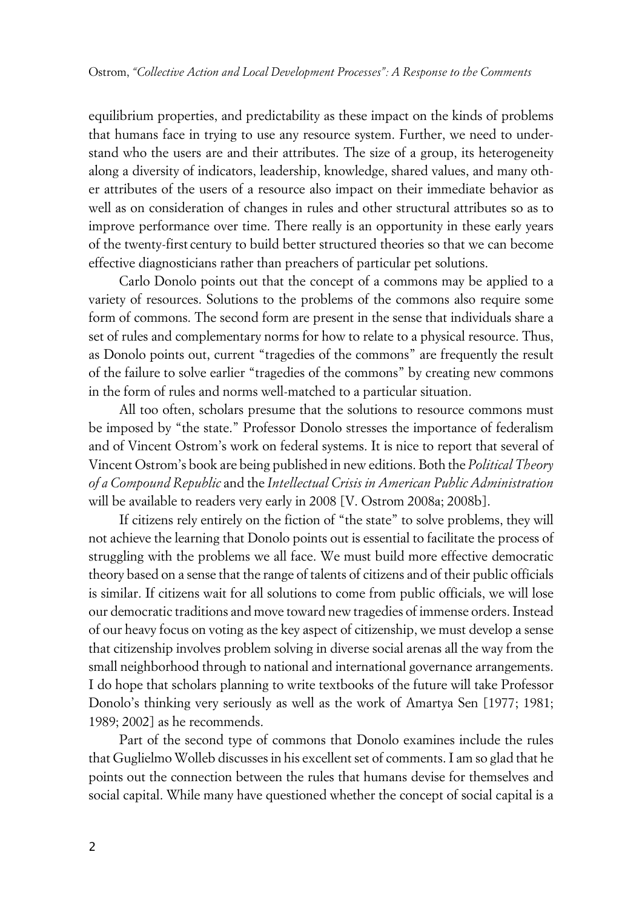equilibrium properties, and predictability as these impact on the kinds of problems that humans face in trying to use any resource system. Further, we need to understand who the users are and their attributes. The size of a group, its heterogeneity along a diversity of indicators, leadership, knowledge, shared values, and many other attributes of the users of a resource also impact on their immediate behavior as well as on consideration of changes in rules and other structural attributes so as to improve performance over time. There really is an opportunity in these early years of the twenty-first century to build better structured theories so that we can become effective diagnosticians rather than preachers of particular pet solutions.

Carlo Donolo points out that the concept of a commons may be applied to a variety of resources. Solutions to the problems of the commons also require some form of commons. The second form are present in the sense that individuals share a set of rules and complementary norms for how to relate to a physical resource. Thus, as Donolo points out, current "tragedies of the commons" are frequently the result of the failure to solve earlier "tragedies of the commons" by creating new commons in the form of rules and norms well-matched to a particular situation.

All too often, scholars presume that the solutions to resource commons must be imposed by "the state." Professor Donolo stresses the importance of federalism and of Vincent Ostrom's work on federal systems. It is nice to report that several of Vincent Ostrom's book are being published in new editions. Both the *Political Theory of a Compound Republic* and the *Intellectual Crisis in American Public Administration* will be available to readers very early in 2008 [V. Ostrom 2008a; 2008b].

If citizens rely entirely on the fiction of "the state" to solve problems, they will not achieve the learning that Donolo points out is essential to facilitate the process of struggling with the problems we all face. We must build more effective democratic theory based on a sense that the range of talents of citizens and of their public officials is similar. If citizens wait for all solutions to come from public officials, we will lose our democratic traditions and move toward new tragedies of immense orders. Instead of our heavy focus on voting as the key aspect of citizenship, we must develop a sense that citizenship involves problem solving in diverse social arenas all the way from the small neighborhood through to national and international governance arrangements. I do hope that scholars planning to write textbooks of the future will take Professor Donolo's thinking very seriously as well as the work of Amartya Sen [1977; 1981; 1989; 2002] as he recommends.

Part of the second type of commons that Donolo examines include the rules that Guglielmo Wolleb discusses in his excellent set of comments. I am so glad that he points out the connection between the rules that humans devise for themselves and social capital. While many have questioned whether the concept of social capital is a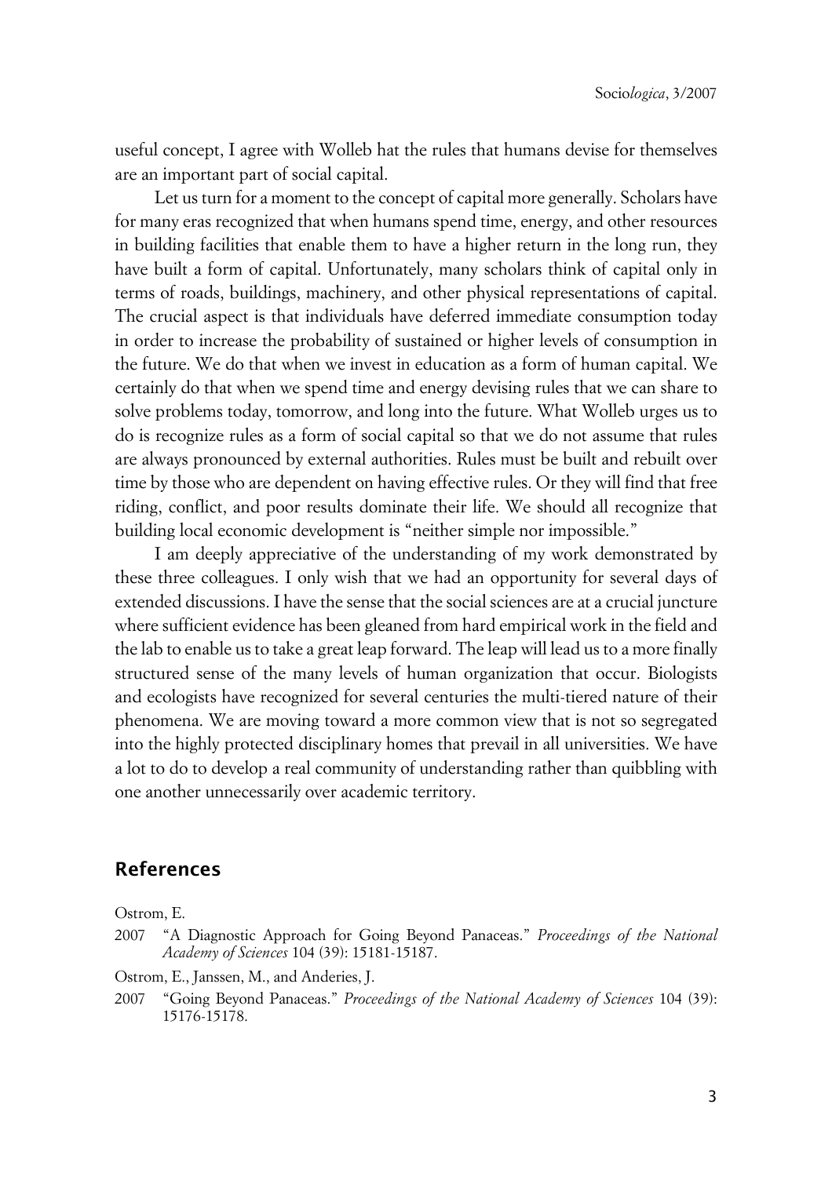useful concept, I agree with Wolleb hat the rules that humans devise for themselves are an important part of social capital.

Let us turn for a moment to the concept of capital more generally. Scholars have for many eras recognized that when humans spend time, energy, and other resources in building facilities that enable them to have a higher return in the long run, they have built a form of capital. Unfortunately, many scholars think of capital only in terms of roads, buildings, machinery, and other physical representations of capital. The crucial aspect is that individuals have deferred immediate consumption today in order to increase the probability of sustained or higher levels of consumption in the future. We do that when we invest in education as a form of human capital. We certainly do that when we spend time and energy devising rules that we can share to solve problems today, tomorrow, and long into the future. What Wolleb urges us to do is recognize rules as a form of social capital so that we do not assume that rules are always pronounced by external authorities. Rules must be built and rebuilt over time by those who are dependent on having effective rules. Or they will find that free riding, conflict, and poor results dominate their life. We should all recognize that building local economic development is "neither simple nor impossible."

I am deeply appreciative of the understanding of my work demonstrated by these three colleagues. I only wish that we had an opportunity for several days of extended discussions. I have the sense that the social sciences are at a crucial juncture where sufficient evidence has been gleaned from hard empirical work in the field and the lab to enable us to take a great leap forward. The leap will lead us to a more finally structured sense of the many levels of human organization that occur. Biologists and ecologists have recognized for several centuries the multi-tiered nature of their phenomena. We are moving toward a more common view that is not so segregated into the highly protected disciplinary homes that prevail in all universities. We have a lot to do to develop a real community of understanding rather than quibbling with one another unnecessarily over academic territory.

## References

Ostrom, E.

2007 "A Diagnostic Approach for Going Beyond Panaceas." *Proceedings of the National Academy of Sciences* 104 (39): 15181-15187.

Ostrom, E., Janssen, M., and Anderies, J.

2007 "Going Beyond Panaceas." *Proceedings of the National Academy of Sciences* 104 (39): 15176-15178.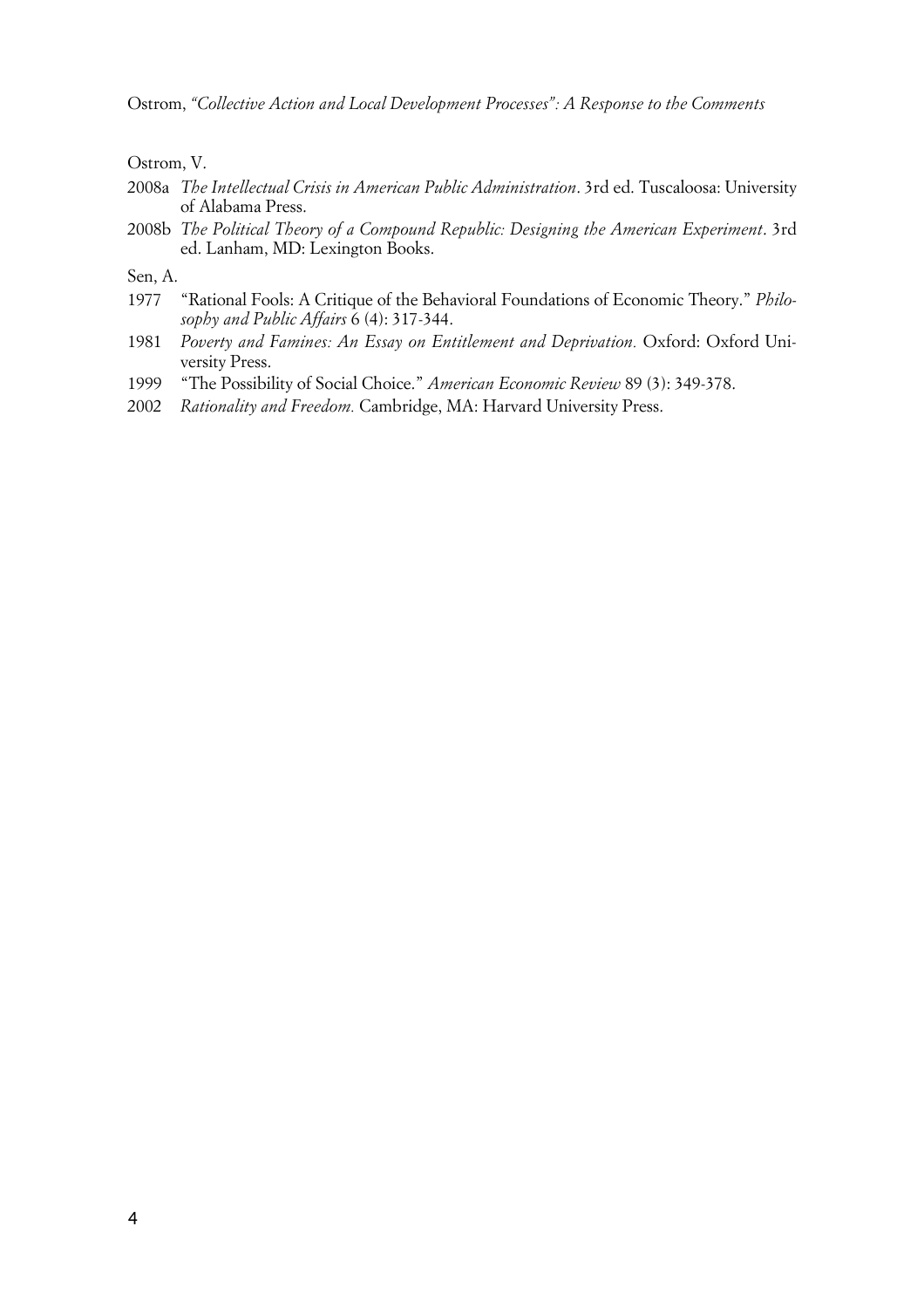Ostrom, V.

2008a *The Intellectual Crisis in American Public Administration*. 3rd ed. Tuscaloosa: University of Alabama Press.

2008b *The Political Theory of a Compound Republic: Designing the American Experiment*. 3rd ed. Lanham, MD: Lexington Books.

Sen, A.

1977 "Rational Fools: A Critique of the Behavioral Foundations of Economic Theory." *Philosophy and Public Affairs* 6 (4): 317-344.

1981 *Poverty and Famines: An Essay on Entitlement and Deprivation.* Oxford: Oxford University Press.

1999 "The Possibility of Social Choice." *American Economic Review* 89 (3): 349-378.

2002 *Rationality and Freedom.* Cambridge, MA: Harvard University Press.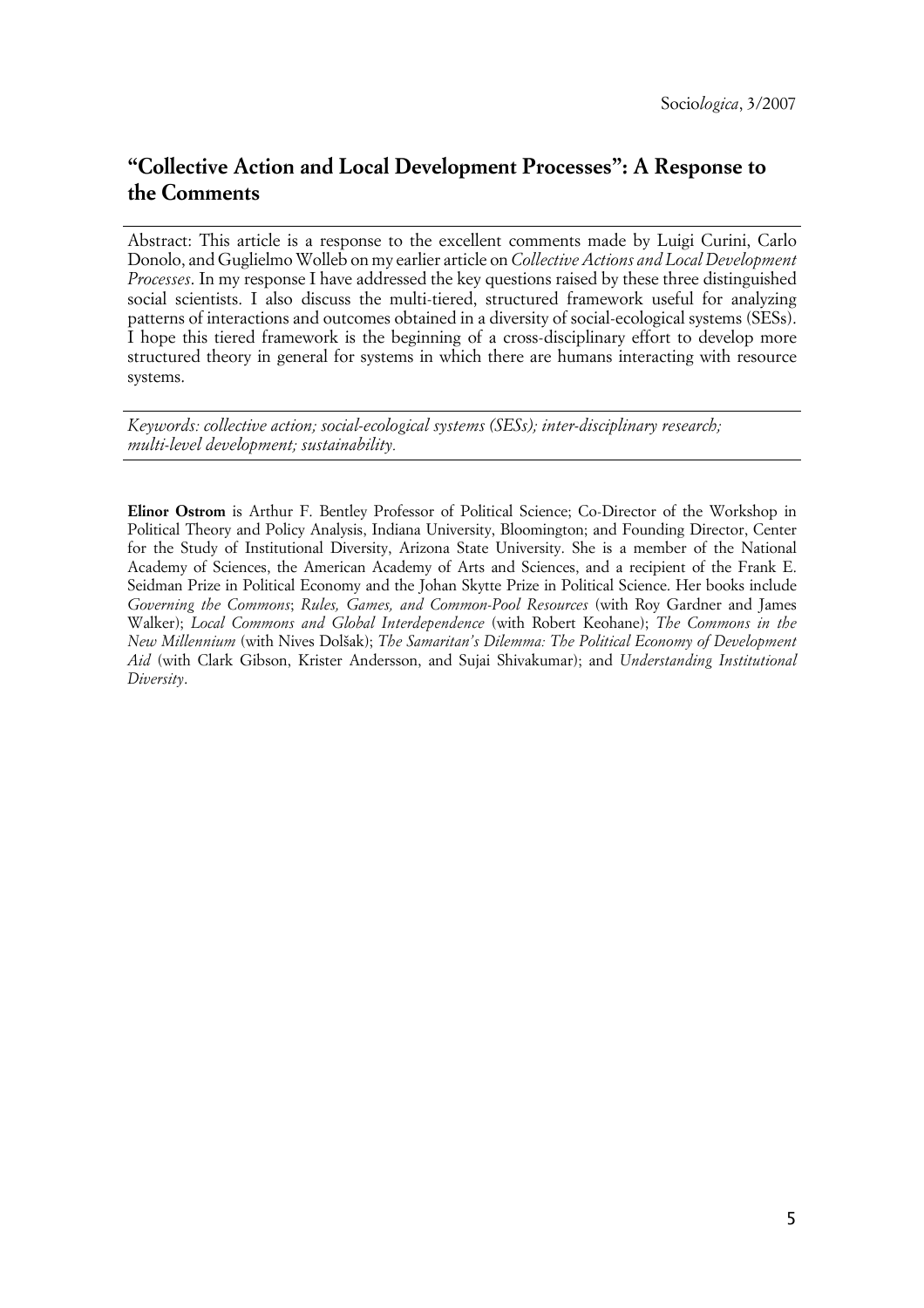# "Collective Action and Local Development Processes": A Response to the Comments

Abstract: This article is a response to the excellent comments made by Luigi Curini, Carlo Donolo, and Guglielmo Wolleb on my earlier article on *Collective Actions and Local Development Processes*. In my response I have addressed the key questions raised by these three distinguished social scientists. I also discuss the multi-tiered, structured framework useful for analyzing patterns of interactions and outcomes obtained in a diversity of social-ecological systems (SESs). I hope this tiered framework is the beginning of a cross-disciplinary effort to develop more structured theory in general for systems in which there are humans interacting with resource systems.

*Keywords: collective action; social-ecological systems (SESs); inter-disciplinary research; multi-level development; sustainability.*

**Elinor Ostrom** is Arthur F. Bentley Professor of Political Science; Co-Director of the Workshop in Political Theory and Policy Analysis, Indiana University, Bloomington; and Founding Director, Center for the Study of Institutional Diversity, Arizona State University. She is a member of the National Academy of Sciences, the American Academy of Arts and Sciences, and a recipient of the Frank E. Seidman Prize in Political Economy and the Johan Skytte Prize in Political Science. Her books include *Governing the Commons*; *Rules, Games, and Common-Pool Resources* (with Roy Gardner and James Walker); *Local Commons and Global Interdependence* (with Robert Keohane); *The Commons in the New Millennium* (with Nives Dolšak); *The Samaritan's Dilemma: The Political Economy of Development Aid* (with Clark Gibson, Krister Andersson, and Sujai Shivakumar); and *Understanding Institutional Diversity*.